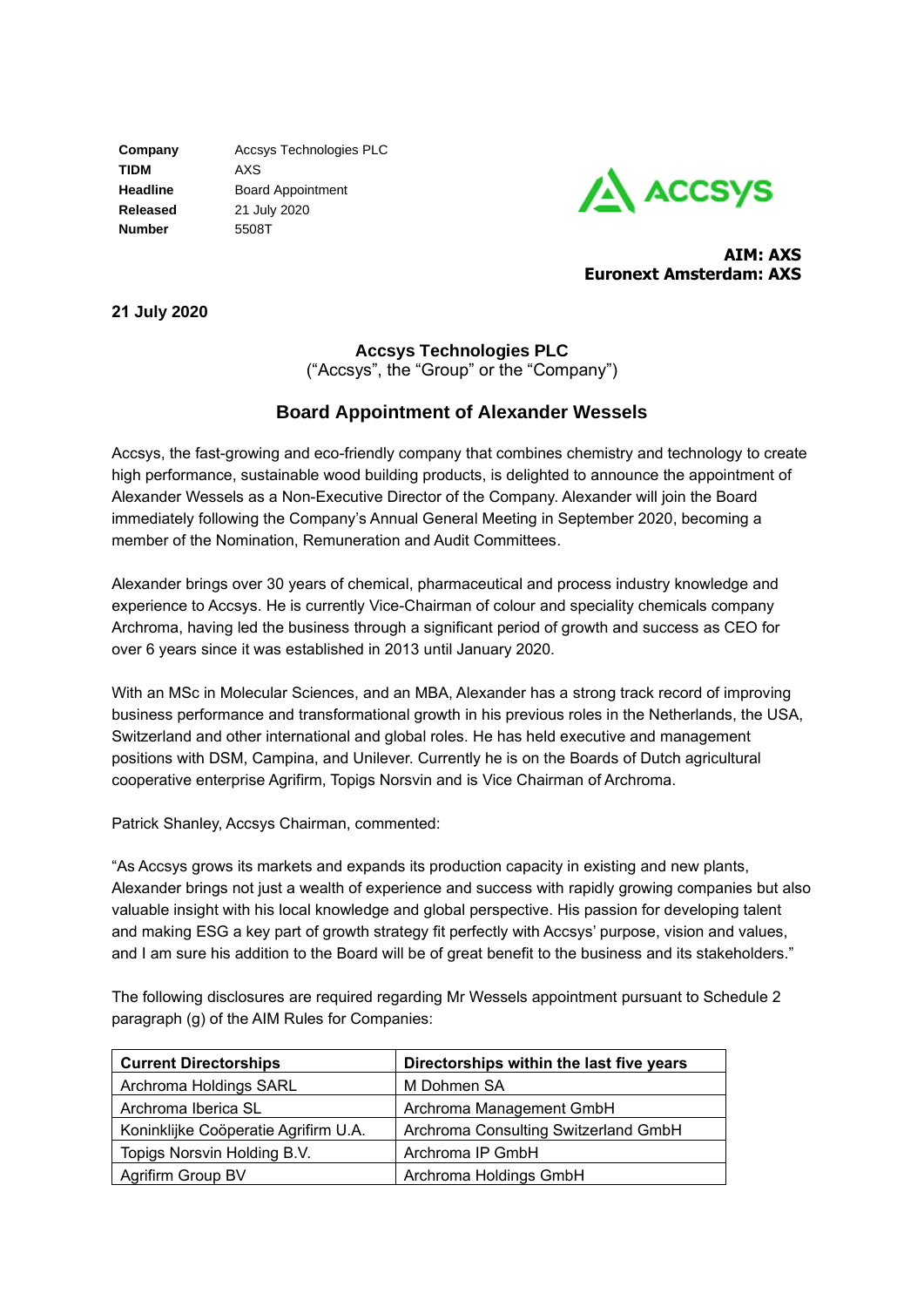| | |
|---|---|
| **Company** | Accsys Technologies PLC |
| **TIDM** | AXS |
| **Headline** | Board Appointment |
| **Released** | 21 July 2020 |
| **Number** | 5508T |

**AIM: AXS**
**Euronext Amsterdam: AXS**

**21 July 2020**

## Accsys Technologies PLC

("Accsys", the "Group" or the "Company")

## Board Appointment of Alexander Wessels

Accsys, the fast-growing and eco-friendly company that combines chemistry and technology to create high performance, sustainable wood building products, is delighted to announce the appointment of Alexander Wessels as a Non-Executive Director of the Company. Alexander will join the Board immediately following the Company's Annual General Meeting in September 2020, becoming a member of the Nomination, Remuneration and Audit Committees.

Alexander brings over 30 years of chemical, pharmaceutical and process industry knowledge and experience to Accsys. He is currently Vice-Chairman of colour and speciality chemicals company Archroma, having led the business through a significant period of growth and success as CEO for over 6 years since it was established in 2013 until January 2020.

With an MSc in Molecular Sciences, and an MBA, Alexander has a strong track record of improving business performance and transformational growth in his previous roles in the Netherlands, the USA, Switzerland and other international and global roles. He has held executive and management positions with DSM, Campina, and Unilever. Currently he is on the Boards of Dutch agricultural cooperative enterprise Agrifirm, Topigs Norsvin and is Vice Chairman of Archroma.

Patrick Shanley, Accsys Chairman, commented:

"As Accsys grows its markets and expands its production capacity in existing and new plants, Alexander brings not just a wealth of experience and success with rapidly growing companies but also valuable insight with his local knowledge and global perspective. His passion for developing talent and making ESG a key part of growth strategy fit perfectly with Accsys' purpose, vision and values, and I am sure his addition to the Board will be of great benefit to the business and its stakeholders."

The following disclosures are required regarding Mr Wessels appointment pursuant to Schedule 2 paragraph (g) of the AIM Rules for Companies:

| **Current Directorships** | **Directorships within the last five years** |
|---|---|
| Archroma Holdings SARL | M Dohmen SA |
| Archroma Iberica SL | Archroma Management GmbH |
| Koninklijke Coöperatie Agrifirm U.A. | Archroma Consulting Switzerland GmbH |
| Topigs Norsvin Holding B.V. | Archroma IP GmbH |
| Agrifirm Group BV | Archroma Holdings GmbH |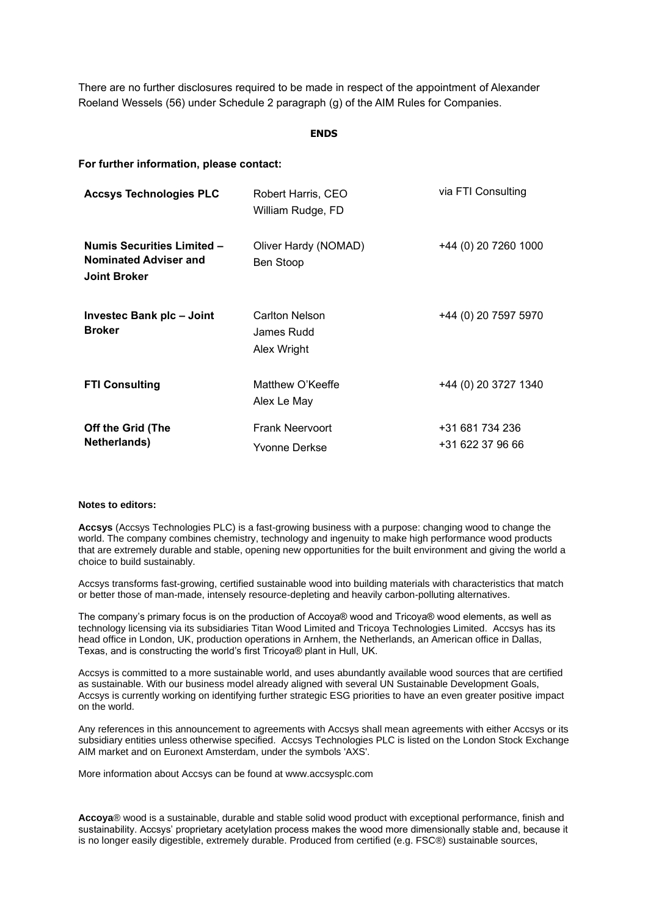There are no further disclosures required to be made in respect of the appointment of Alexander Roeland Wessels (56) under Schedule 2 paragraph (g) of the AIM Rules for Companies.

**ENDS**

**For further information, please contact:**

| | | |
|---|---|---|
| **Accsys Technologies PLC** | Robert Harris, CEO<br>William Rudge, FD | via FTI Consulting |
| **Numis Securities Limited – Nominated Adviser and Joint Broker** | Oliver Hardy (NOMAD)<br>Ben Stoop | +44 (0) 20 7260 1000 |
| **Investec Bank plc – Joint Broker** | Carlton Nelson<br>James Rudd<br>Alex Wright | +44 (0) 20 7597 5970 |
| **FTI Consulting** | Matthew O'Keeffe<br>Alex Le May | +44 (0) 20 3727 1340 |
| **Off the Grid (The Netherlands)** | Frank Neervoort<br>Yvonne Derkse | +31 681 734 236<br>+31 622 37 96 66 |

**Notes to editors:**

**Accsys** (Accsys Technologies PLC) is a fast-growing business with a purpose: changing wood to change the world. The company combines chemistry, technology and ingenuity to make high performance wood products that are extremely durable and stable, opening new opportunities for the built environment and giving the world a choice to build sustainably.

Accsys transforms fast-growing, certified sustainable wood into building materials with characteristics that match or better those of man-made, intensely resource-depleting and heavily carbon-polluting alternatives.

The company's primary focus is on the production of Accoya® wood and Tricoya® wood elements, as well as technology licensing via its subsidiaries Titan Wood Limited and Tricoya Technologies Limited. Accsys has its head office in London, UK, production operations in Arnhem, the Netherlands, an American office in Dallas, Texas, and is constructing the world's first Tricoya® plant in Hull, UK.

Accsys is committed to a more sustainable world, and uses abundantly available wood sources that are certified as sustainable. With our business model already aligned with several UN Sustainable Development Goals, Accsys is currently working on identifying further strategic ESG priorities to have an even greater positive impact on the world.

Any references in this announcement to agreements with Accsys shall mean agreements with either Accsys or its subsidiary entities unless otherwise specified. Accsys Technologies PLC is listed on the London Stock Exchange AIM market and on Euronext Amsterdam, under the symbols 'AXS'.

More information about Accsys can be found at www.accsysplc.com

**Accoya**® wood is a sustainable, durable and stable solid wood product with exceptional performance, finish and sustainability. Accsys' proprietary acetylation process makes the wood more dimensionally stable and, because it is no longer easily digestible, extremely durable. Produced from certified (e.g. FSC®) sustainable sources,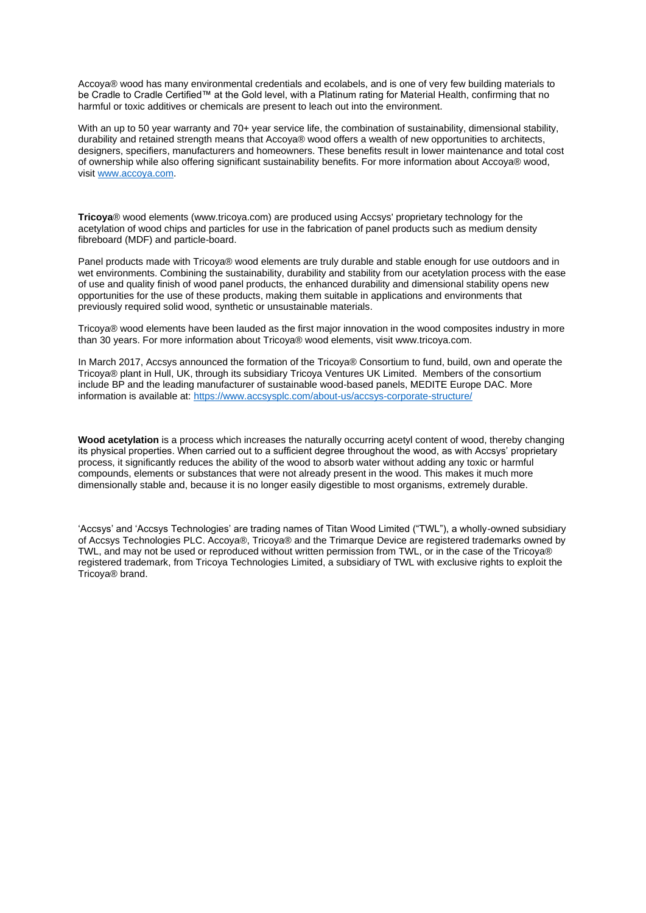Accoya® wood has many environmental credentials and ecolabels, and is one of very few building materials to be Cradle to Cradle Certified™ at the Gold level, with a Platinum rating for Material Health, confirming that no harmful or toxic additives or chemicals are present to leach out into the environment.

With an up to 50 year warranty and 70+ year service life, the combination of sustainability, dimensional stability, durability and retained strength means that Accoya® wood offers a wealth of new opportunities to architects, designers, specifiers, manufacturers and homeowners. These benefits result in lower maintenance and total cost of ownership while also offering significant sustainability benefits. For more information about Accoya® wood, visit [www.accoya.com](www.accoya.com).

**Tricoya**® wood elements (www.tricoya.com) are produced using Accsys' proprietary technology for the acetylation of wood chips and particles for use in the fabrication of panel products such as medium density fibreboard (MDF) and particle-board.

Panel products made with Tricoya® wood elements are truly durable and stable enough for use outdoors and in wet environments. Combining the sustainability, durability and stability from our acetylation process with the ease of use and quality finish of wood panel products, the enhanced durability and dimensional stability opens new opportunities for the use of these products, making them suitable in applications and environments that previously required solid wood, synthetic or unsustainable materials.

Tricoya® wood elements have been lauded as the first major innovation in the wood composites industry in more than 30 years. For more information about Tricoya® wood elements, visit www.tricoya.com.

In March 2017, Accsys announced the formation of the Tricoya® Consortium to fund, build, own and operate the Tricoya® plant in Hull, UK, through its subsidiary Tricoya Ventures UK Limited. Members of the consortium include BP and the leading manufacturer of sustainable wood-based panels, MEDITE Europe DAC. More information is available at: [https://www.accsysplc.com/about-us/accsys-corporate-structure/](https://www.accsysplc.com/about-us/accsys-corporate-structure/)

**Wood acetylation** is a process which increases the naturally occurring acetyl content of wood, thereby changing its physical properties. When carried out to a sufficient degree throughout the wood, as with Accsys' proprietary process, it significantly reduces the ability of the wood to absorb water without adding any toxic or harmful compounds, elements or substances that were not already present in the wood. This makes it much more dimensionally stable and, because it is no longer easily digestible to most organisms, extremely durable.

'Accsys' and 'Accsys Technologies' are trading names of Titan Wood Limited ("TWL"), a wholly-owned subsidiary of Accsys Technologies PLC. Accoya®, Tricoya® and the Trimarque Device are registered trademarks owned by TWL, and may not be used or reproduced without written permission from TWL, or in the case of the Tricoya® registered trademark, from Tricoya Technologies Limited, a subsidiary of TWL with exclusive rights to exploit the Tricoya® brand.